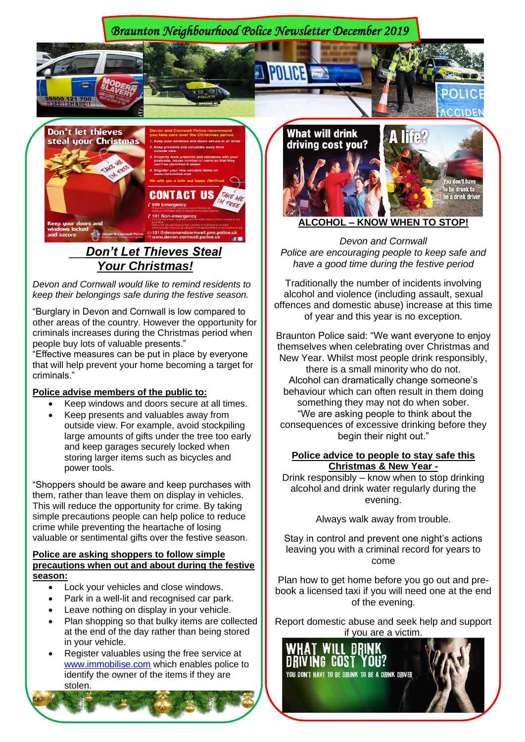# Braunton Neighbourhood Police Newsletter December 2019

## Don't Let Thieves Steal Your Christmas!

*Devon and Cornwall would like to remind residents to keep their belongings safe during the festive season.*

"Burglary in Devon and Cornwall is low compared to other areas of the country. However the opportunity for criminals increases during the Christmas period when people buy lots of valuable presents."
"Effective measures can be put in place by everyone that will help prevent your home becoming a target for criminals."

**Police advise members of the public to:**

- Keep windows and doors secure at all times.
- Keep presents and valuables away from outside view. For example, avoid stockpiling large amounts of gifts under the tree too early and keep garages securely locked when storing larger items such as bicycles and power tools.

"Shoppers should be aware and keep purchases with them, rather than leave them on display in vehicles. This will reduce the opportunity for crime. By taking simple precautions people can help police to reduce crime while preventing the heartache of losing valuable or sentimental gifts over the festive season.

**Police are asking shoppers to follow simple precautions when out and about during the festive season:**

- Lock your vehicles and close windows.
- Park in a well-lit and recognised car park.
- Leave nothing on display in your vehicle.
- Plan shopping so that bulky items are collected at the end of the day rather than being stored in your vehicle.
- Register valuables using the free service at www.immobilise.com which enables police to identify the owner of the items if they are stolen.

## ALCOHOL – KNOW WHEN TO STOP!

*Devon and Cornwall Police are encouraging people to keep safe and have a good time during the festive period*

Traditionally the number of incidents involving alcohol and violence (including assault, sexual offences and domestic abuse) increase at this time of year and this year is no exception.

Braunton Police said: "We want everyone to enjoy themselves when celebrating over Christmas and New Year. Whilst most people drink responsibly, there is a small minority who do not. Alcohol can dramatically change someone's behaviour which can often result in them doing something they may not do when sober.
"We are asking people to think about the consequences of excessive drinking before they begin their night out."

**Police advice to people to stay safe this Christmas & New Year -**

Drink responsibly – know when to stop drinking alcohol and drink water regularly during the evening.

Always walk away from trouble.

Stay in control and prevent one night's actions leaving you with a criminal record for years to come

Plan how to get home before you go out and pre-book a licensed taxi if you will need one at the end of the evening.

Report domestic abuse and seek help and support if you are a victim.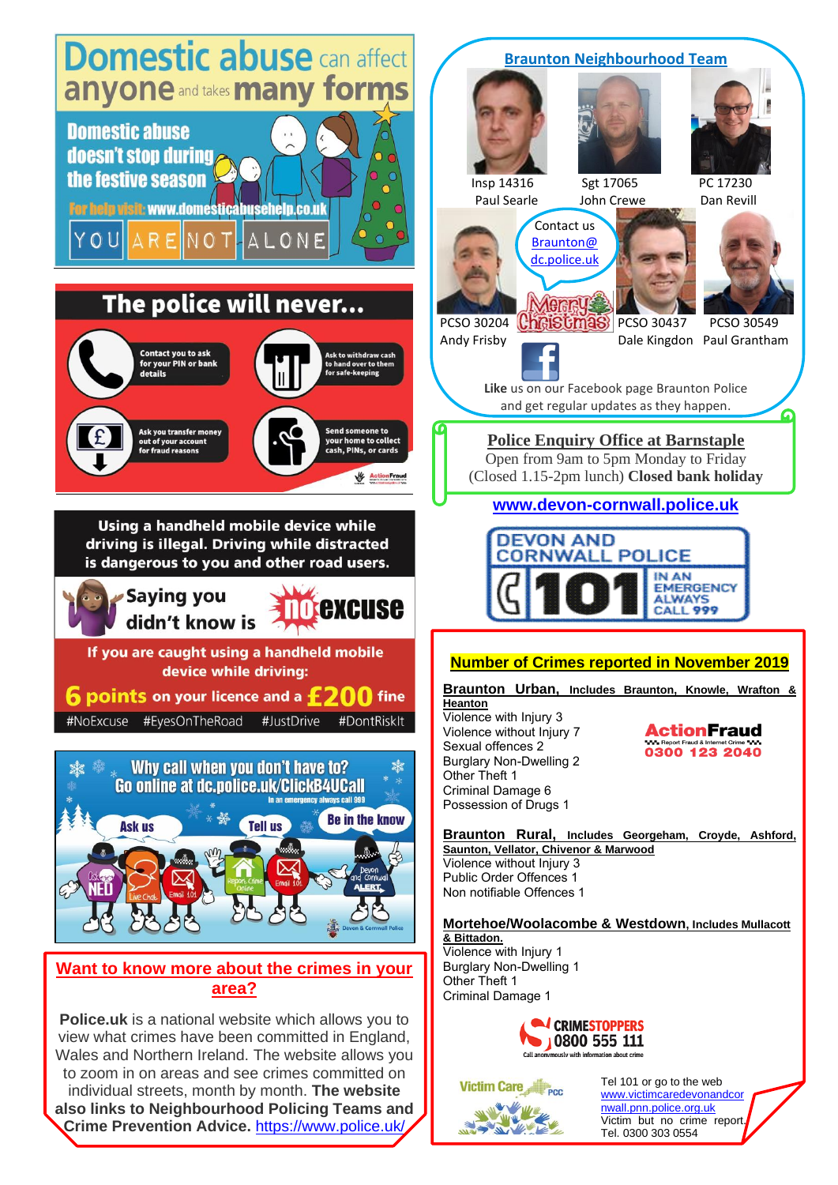# Domestic abuse can affect anyone and takes many forms

**Domestic abuse doesn't stop during the festive season**

For help visit: www.domesticabusehelp.co.uk

YOU ARE NOT ALONE

## The police will never...

- Contact you to ask for your PIN or bank details
- Ask to withdraw cash to hand over to them for safe-keeping
- Ask you transfer money out of your account for fraud reasons
- Send someone to your home to collect cash, PINs, or cards

Action Fraud

**Using a handheld mobile device while driving is illegal. Driving while distracted is dangerous to you and other road users.**

Saying you didn't know is no excuse

If you are caught using a handheld mobile device while driving:

**6 points on your licence and a £200 fine**

#NoExcuse #EyesOnTheRoad #JustDrive #DontRiskIt

Why call when you don't have to? Go online at dc.police.uk/ClickB4UCall

In an emergency always call 999

Ask us · Tell us · Be in the know

Ask NED · Live Chat · Email 101 · Report Crime Online · Email 101 · Devon and Cornwall ALERT

Devon & Cornwall Police

## Want to know more about the crimes in your area?

**Police.uk** is a national website which allows you to view what crimes have been committed in England, Wales and Northern Ireland. The website allows you to zoom in on areas and see crimes committed on individual streets, month by month. **The website also links to Neighbourhood Policing Teams and Crime Prevention Advice.** https://www.police.uk/

## Braunton Neighbourhood Team

- Insp 14316 Paul Searle
- Sgt 17065 John Crewe
- PC 17230 Dan Revill
- PCSO 30204 Andy Frisby
- PCSO 30437 Dale Kingdon
- PCSO 30549 Paul Grantham

Contact us Braunton@dc.police.uk

Merry Christmas

**Like** us on our Facebook page Braunton Police and get regular updates as they happen.

## Police Enquiry Office at Barnstaple

Open from 9am to 5pm Monday to Friday (Closed 1.15-2pm lunch) **Closed bank holiday**

**www.devon-cornwall.police.uk**

DEVON AND CORNWALL POLICE 101 IN AN EMERGENCY ALWAYS CALL 999

## Number of Crimes reported in November 2019

**Braunton Urban, Includes Braunton, Knowle, Wrafton & Heanton**

Violence with Injury 3
Violence without Injury 7
Sexual offences 2
Burglary Non-Dwelling 2
Other Theft 1
Criminal Damage 6
Possession of Drugs 1

ActionFraud Report Fraud & Internet Crime 0300 123 2040

**Braunton Rural, Includes Georgeham, Croyde, Ashford, Saunton, Vellator, Chivenor & Marwood**

Violence without Injury 3
Public Order Offences 1
Non notifiable Offences 1

**Mortehoe/Woolacombe & Westdown, Includes Mullacott & Bittadon.**

Violence with Injury 1
Burglary Non-Dwelling 1
Other Theft 1
Criminal Damage 1

CRIMESTOPPERS 0800 555 111 Call anonymously with information about crime

Victim Care PCC

Tel 101 or go to the web www.victimcaredevonandcornwall.pnn.police.org.uk
Victim but no crime report. Tel. 0300 303 0554